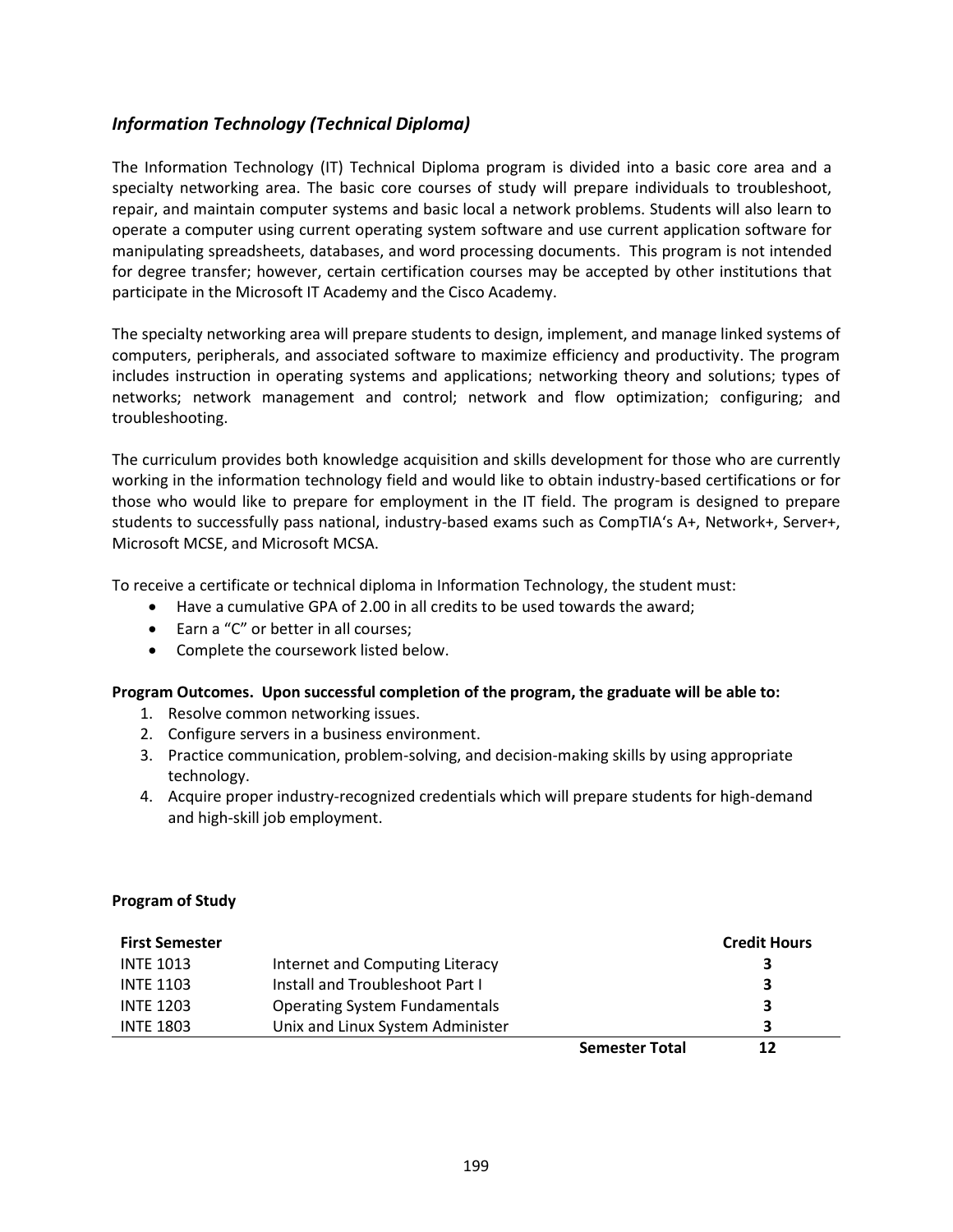## *Information Technology (Technical Diploma)*

The Information Technology (IT) Technical Diploma program is divided into a basic core area and a specialty networking area. The basic core courses of study will prepare individuals to troubleshoot, repair, and maintain computer systems and basic local a network problems. Students will also learn to operate a computer using current operating system software and use current application software for manipulating spreadsheets, databases, and word processing documents. This program is not intended for degree transfer; however, certain certification courses may be accepted by other institutions that participate in the Microsoft IT Academy and the Cisco Academy.

The specialty networking area will prepare students to design, implement, and manage linked systems of computers, peripherals, and associated software to maximize efficiency and productivity. The program includes instruction in operating systems and applications; networking theory and solutions; types of networks; network management and control; network and flow optimization; configuring; and troubleshooting.

The curriculum provides both knowledge acquisition and skills development for those who are currently working in the information technology field and would like to obtain industry-based certifications or for those who would like to prepare for employment in the IT field. The program is designed to prepare students to successfully pass national, industry-based exams such as CompTIA's A+, Network+, Server+, Microsoft MCSE, and Microsoft MCSA.

To receive a certificate or technical diploma in Information Technology, the student must:

- Have a cumulative GPA of 2.00 in all credits to be used towards the award;
- Earn a "C" or better in all courses;
- Complete the coursework listed below.

**Program Outcomes. Upon successful completion of the program, the graduate will be able to:**

1. Resolve common networking issues.
2. Configure servers in a business environment.
3. Practice communication, problem-solving, and decision-making skills by using appropriate technology.
4. Acquire proper industry-recognized credentials which will prepare students for high-demand and high-skill job employment.

**Program of Study**

| **First Semester** | | | **Credit Hours** |
|---|---|---|---|
| INTE 1013 | Internet and Computing Literacy | | **3** |
| INTE 1103 | Install and Troubleshoot Part I | | **3** |
| INTE 1203 | Operating System Fundamentals | | **3** |
| INTE 1803 | Unix and Linux System Administer | | **3** |
| | | **Semester Total** | **12** |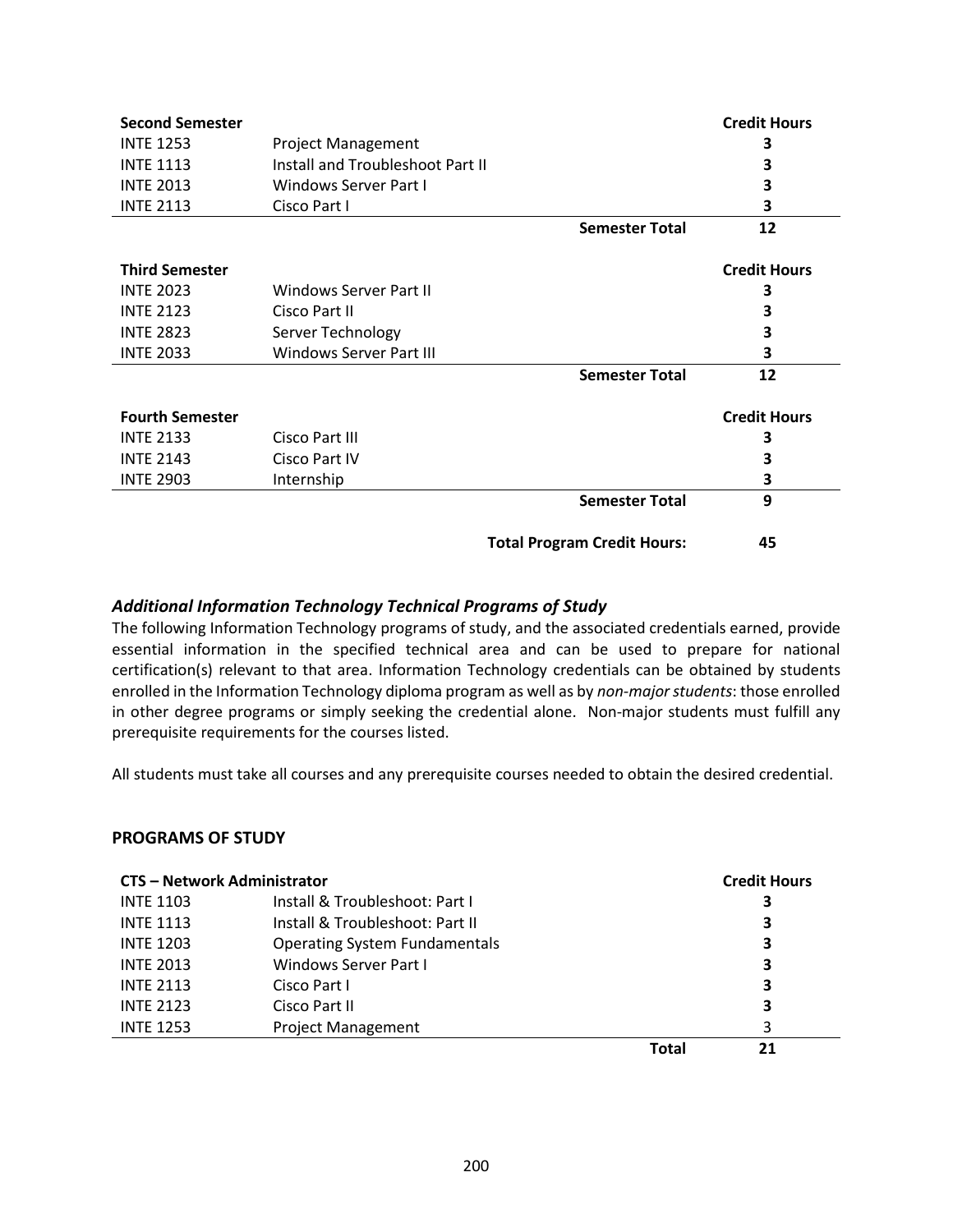| Second Semester | | | Credit Hours |
|---|---|---|---|
| INTE 1253 | Project Management | | 3 |
| INTE 1113 | Install and Troubleshoot Part II | | 3 |
| INTE 2013 | Windows Server Part I | | 3 |
| INTE 2113 | Cisco Part I | | 3 |
| | | **Semester Total** | **12** |

| Third Semester | | | Credit Hours |
|---|---|---|---|
| INTE 2023 | Windows Server Part II | | 3 |
| INTE 2123 | Cisco Part II | | 3 |
| INTE 2823 | Server Technology | | 3 |
| INTE 2033 | Windows Server Part III | | 3 |
| | | **Semester Total** | **12** |

| Fourth Semester | | | Credit Hours |
|---|---|---|---|
| INTE 2133 | Cisco Part III | | 3 |
| INTE 2143 | Cisco Part IV | | 3 |
| INTE 2903 | Internship | | 3 |
| | | **Semester Total** | **9** |
| | | **Total Program Credit Hours:** | **45** |

### *Additional Information Technology Technical Programs of Study*

The following Information Technology programs of study, and the associated credentials earned, provide essential information in the specified technical area and can be used to prepare for national certification(s) relevant to that area. Information Technology credentials can be obtained by students enrolled in the Information Technology diploma program as well as by *non-major students*: those enrolled in other degree programs or simply seeking the credential alone. Non-major students must fulfill any prerequisite requirements for the courses listed.

All students must take all courses and any prerequisite courses needed to obtain the desired credential.

### PROGRAMS OF STUDY

| CTS – Network Administrator | | | Credit Hours |
|---|---|---|---|
| INTE 1103 | Install & Troubleshoot: Part I | | 3 |
| INTE 1113 | Install & Troubleshoot: Part II | | 3 |
| INTE 1203 | Operating System Fundamentals | | 3 |
| INTE 2013 | Windows Server Part I | | 3 |
| INTE 2113 | Cisco Part I | | 3 |
| INTE 2123 | Cisco Part II | | 3 |
| INTE 1253 | Project Management | | 3 |
| | | **Total** | **21** |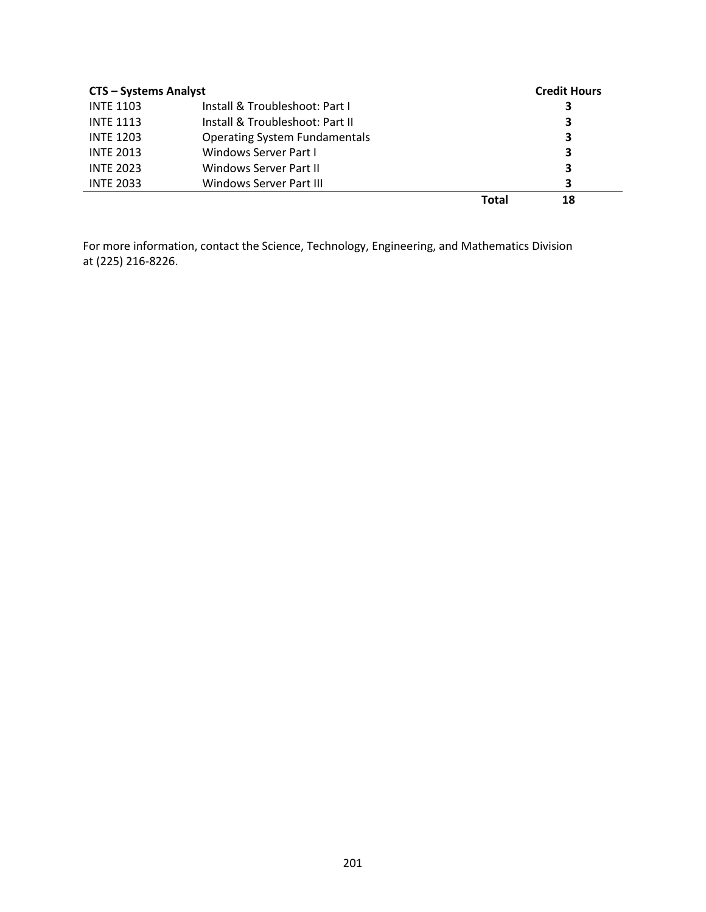| CTS – Systems Analyst | | | Credit Hours |
|---|---|---|---|
| INTE 1103 | Install & Troubleshoot: Part I | | 3 |
| INTE 1113 | Install & Troubleshoot: Part II | | 3 |
| INTE 1203 | Operating System Fundamentals | | 3 |
| INTE 2013 | Windows Server Part I | | 3 |
| INTE 2023 | Windows Server Part II | | 3 |
| INTE 2033 | Windows Server Part III | | 3 |
| | | **Total** | **18** |

For more information, contact the Science, Technology, Engineering, and Mathematics Division at (225) 216-8226.